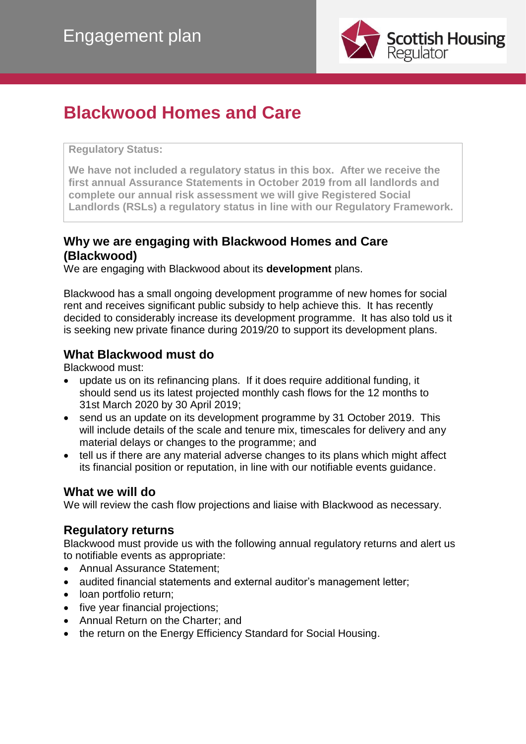Engagement plan

Scottish Housing Regulator

# Blackwood Homes and Care

**Regulatory Status:**

**We have not included a regulatory status in this box. After we receive the first annual Assurance Statements in October 2019 from all landlords and complete our annual risk assessment we will give Registered Social Landlords (RSLs) a regulatory status in line with our Regulatory Framework.**

## Why we are engaging with Blackwood Homes and Care (Blackwood)

We are engaging with Blackwood about its **development** plans.

Blackwood has a small ongoing development programme of new homes for social rent and receives significant public subsidy to help achieve this. It has recently decided to considerably increase its development programme. It has also told us it is seeking new private finance during 2019/20 to support its development plans.

## What Blackwood must do

Blackwood must:

- update us on its refinancing plans. If it does require additional funding, it should send us its latest projected monthly cash flows for the 12 months to 31st March 2020 by 30 April 2019;
- send us an update on its development programme by 31 October 2019. This will include details of the scale and tenure mix, timescales for delivery and any material delays or changes to the programme; and
- tell us if there are any material adverse changes to its plans which might affect its financial position or reputation, in line with our notifiable events guidance.

## What we will do

We will review the cash flow projections and liaise with Blackwood as necessary.

## Regulatory returns

Blackwood must provide us with the following annual regulatory returns and alert us to notifiable events as appropriate:

- Annual Assurance Statement;
- audited financial statements and external auditor's management letter;
- loan portfolio return;
- five year financial projections;
- Annual Return on the Charter; and
- the return on the Energy Efficiency Standard for Social Housing.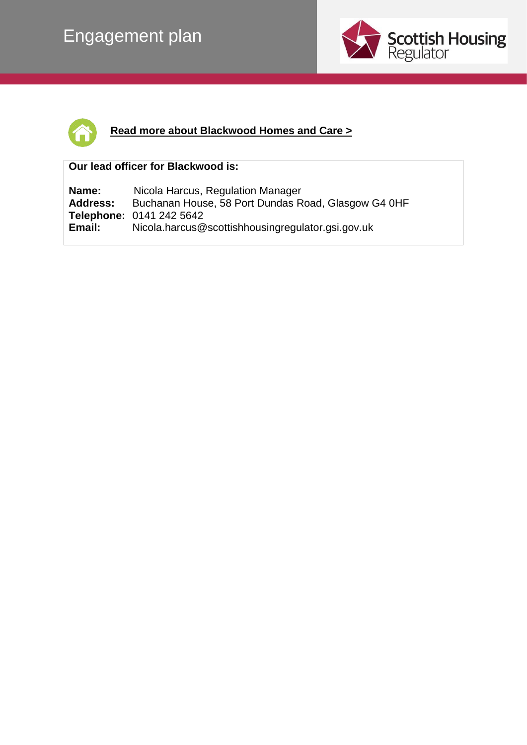Read more about Blackwood Homes and Care >

**Our lead officer for Blackwood is:**

**Name:** Nicola Harcus, Regulation Manager
**Address:** Buchanan House, 58 Port Dundas Road, Glasgow G4 0HF
**Telephone:** 0141 242 5642
**Email:** Nicola.harcus@scottishhousingregulator.gsi.gov.uk